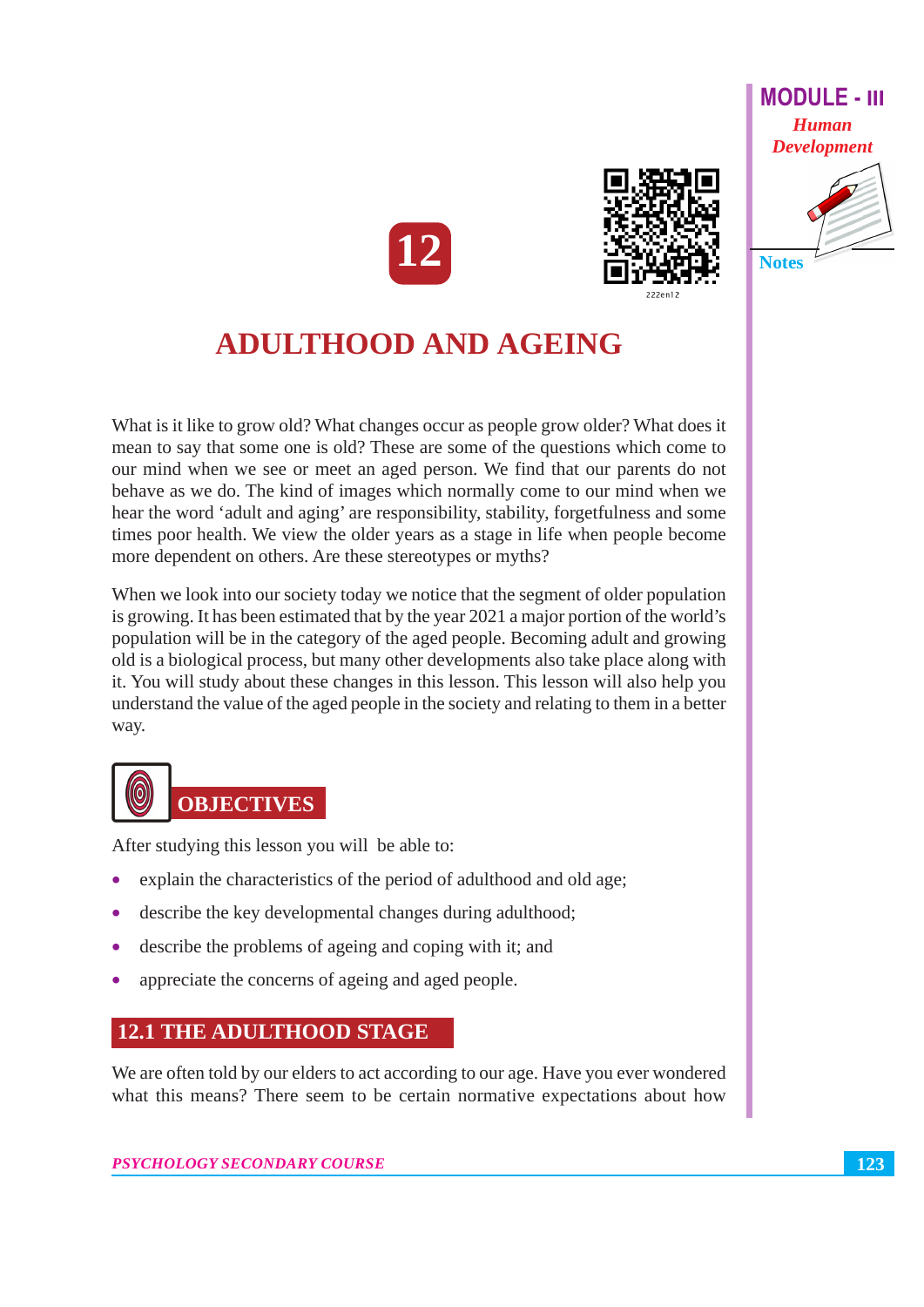# 12

# ADULTHOOD AND AGEING

What is it like to grow old? What changes occur as people grow older? What does it mean to say that some one is old? These are some of the questions which come to our mind when we see or meet an aged person. We find that our parents do not behave as we do. The kind of images which normally come to our mind when we hear the word 'adult and aging' are responsibility, stability, forgetfulness and some times poor health. We view the older years as a stage in life when people become more dependent on others. Are these stereotypes or myths?

When we look into our society today we notice that the segment of older population is growing. It has been estimated that by the year 2021 a major portion of the world's population will be in the category of the aged people. Becoming adult and growing old is a biological process, but many other developments also take place along with it. You will study about these changes in this lesson. This lesson will also help you understand the value of the aged people in the society and relating to them in a better way.

## OBJECTIVES

After studying this lesson you will be able to:

- explain the characteristics of the period of adulthood and old age;
- describe the key developmental changes during adulthood;
- describe the problems of ageing and coping with it; and
- appreciate the concerns of ageing and aged people.

## 12.1 THE ADULTHOOD STAGE

We are often told by our elders to act according to our age. Have you ever wondered what this means? There seem to be certain normative expectations about how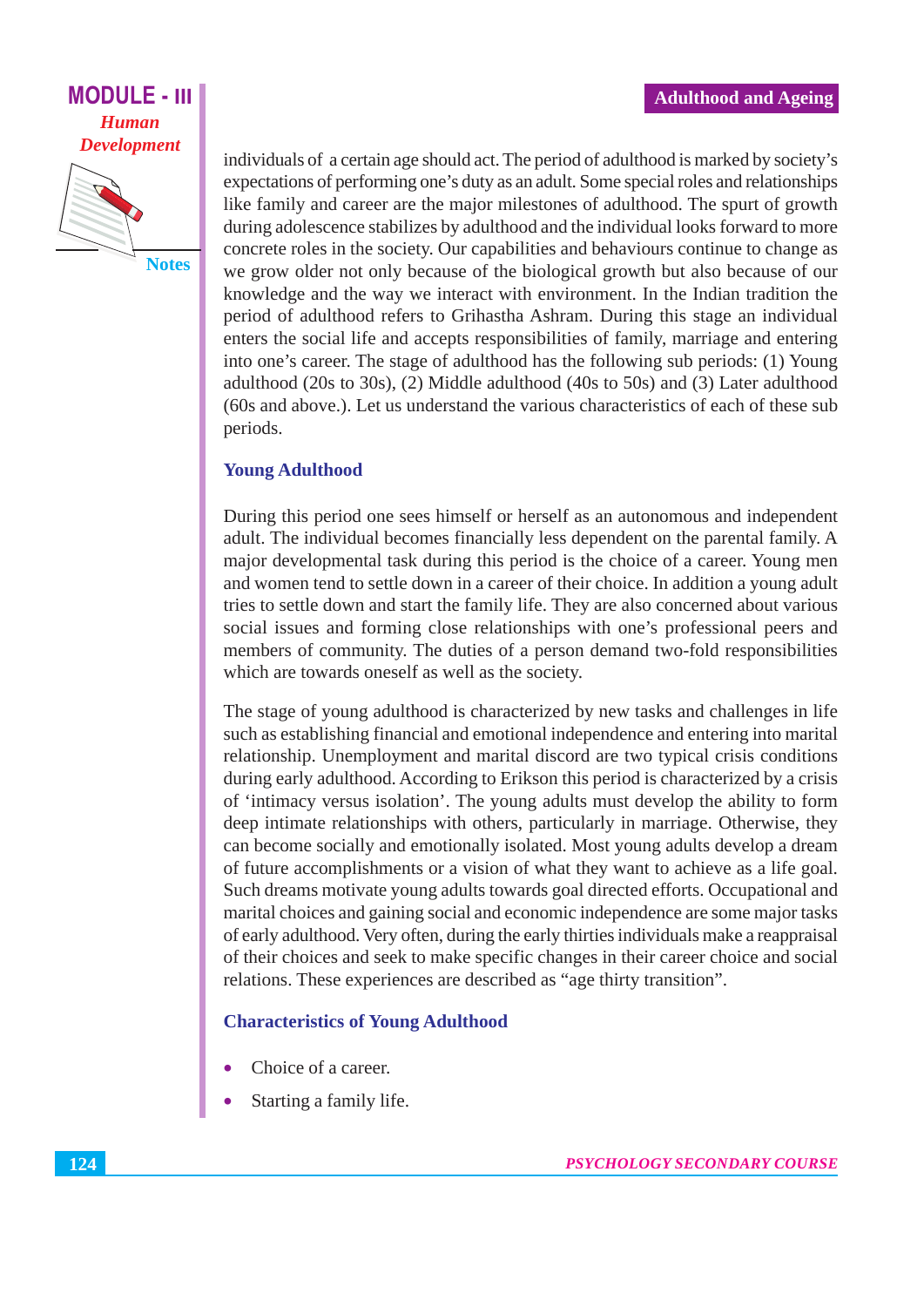individuals of a certain age should act. The period of adulthood is marked by society's expectations of performing one's duty as an adult. Some special roles and relationships like family and career are the major milestones of adulthood. The spurt of growth during adolescence stabilizes by adulthood and the individual looks forward to more concrete roles in the society. Our capabilities and behaviours continue to change as we grow older not only because of the biological growth but also because of our knowledge and the way we interact with environment. In the Indian tradition the period of adulthood refers to Grihastha Ashram. During this stage an individual enters the social life and accepts responsibilities of family, marriage and entering into one's career. The stage of adulthood has the following sub periods: (1) Young adulthood (20s to 30s), (2) Middle adulthood (40s to 50s) and (3) Later adulthood (60s and above.). Let us understand the various characteristics of each of these sub periods.

### Young Adulthood

During this period one sees himself or herself as an autonomous and independent adult. The individual becomes financially less dependent on the parental family. A major developmental task during this period is the choice of a career. Young men and women tend to settle down in a career of their choice. In addition a young adult tries to settle down and start the family life. They are also concerned about various social issues and forming close relationships with one's professional peers and members of community. The duties of a person demand two-fold responsibilities which are towards oneself as well as the society.

The stage of young adulthood is characterized by new tasks and challenges in life such as establishing financial and emotional independence and entering into marital relationship. Unemployment and marital discord are two typical crisis conditions during early adulthood. According to Erikson this period is characterized by a crisis of 'intimacy versus isolation'. The young adults must develop the ability to form deep intimate relationships with others, particularly in marriage. Otherwise, they can become socially and emotionally isolated. Most young adults develop a dream of future accomplishments or a vision of what they want to achieve as a life goal. Such dreams motivate young adults towards goal directed efforts. Occupational and marital choices and gaining social and economic independence are some major tasks of early adulthood. Very often, during the early thirties individuals make a reappraisal of their choices and seek to make specific changes in their career choice and social relations. These experiences are described as "age thirty transition".

### Characteristics of Young Adulthood

- Choice of a career.
- Starting a family life.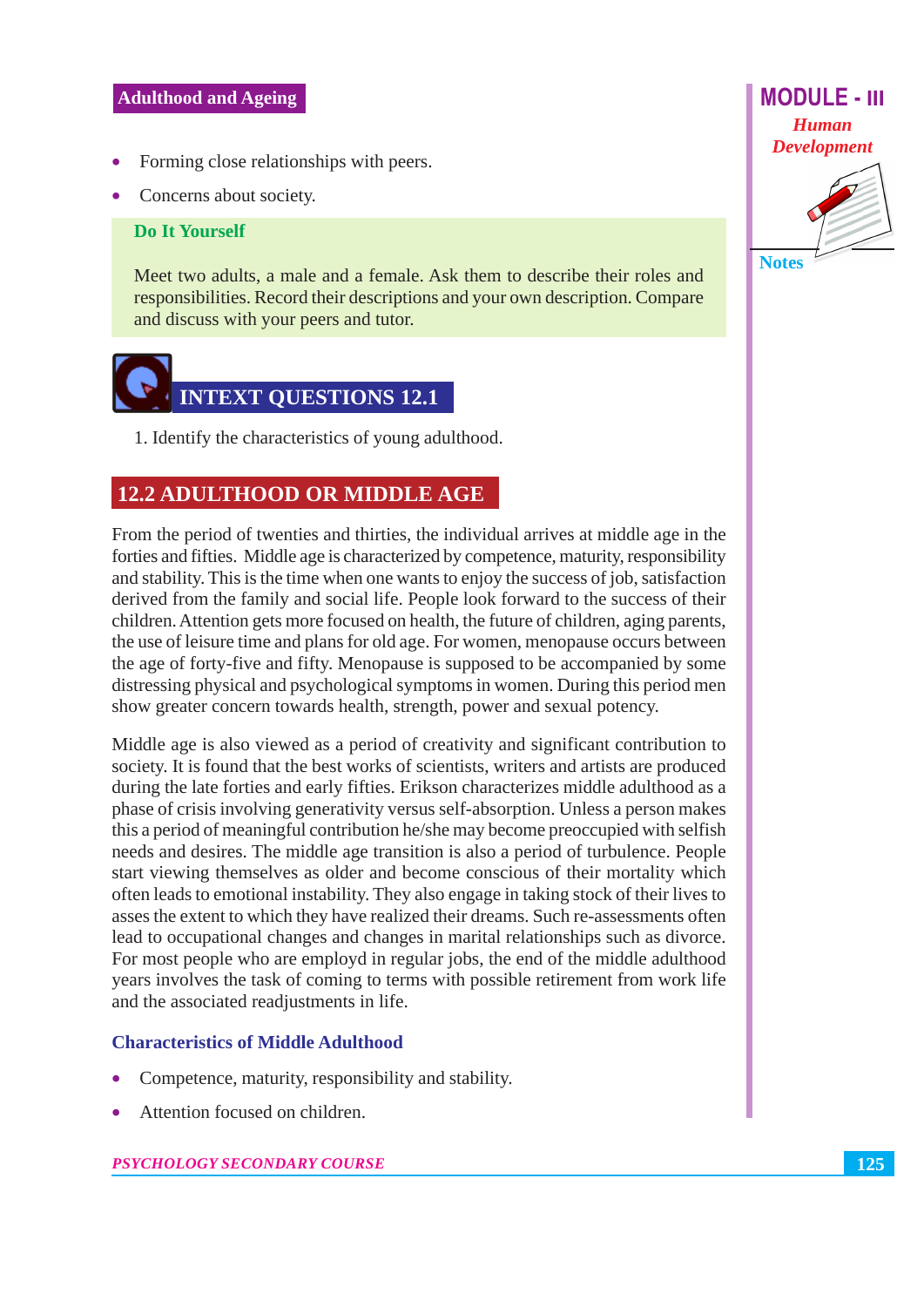- Forming close relationships with peers.
- Concerns about society.

**Do It Yourself**

Meet two adults, a male and a female. Ask them to describe their roles and responsibilities. Record their descriptions and your own description. Compare and discuss with your peers and tutor.

## INTEXT QUESTIONS 12.1

1. Identify the characteristics of young adulthood.

## 12.2 ADULTHOOD OR MIDDLE AGE

From the period of twenties and thirties, the individual arrives at middle age in the forties and fifties. Middle age is characterized by competence, maturity, responsibility and stability. This is the time when one wants to enjoy the success of job, satisfaction derived from the family and social life. People look forward to the success of their children. Attention gets more focused on health, the future of children, aging parents, the use of leisure time and plans for old age. For women, menopause occurs between the age of forty-five and fifty. Menopause is supposed to be accompanied by some distressing physical and psychological symptoms in women. During this period men show greater concern towards health, strength, power and sexual potency.

Middle age is also viewed as a period of creativity and significant contribution to society. It is found that the best works of scientists, writers and artists are produced during the late forties and early fifties. Erikson characterizes middle adulthood as a phase of crisis involving generativity versus self-absorption. Unless a person makes this a period of meaningful contribution he/she may become preoccupied with selfish needs and desires. The middle age transition is also a period of turbulence. People start viewing themselves as older and become conscious of their mortality which often leads to emotional instability. They also engage in taking stock of their lives to asses the extent to which they have realized their dreams. Such re-assessments often lead to occupational changes and changes in marital relationships such as divorce. For most people who are employd in regular jobs, the end of the middle adulthood years involves the task of coming to terms with possible retirement from work life and the associated readjustments in life.

### Characteristics of Middle Adulthood

- Competence, maturity, responsibility and stability.
- Attention focused on children.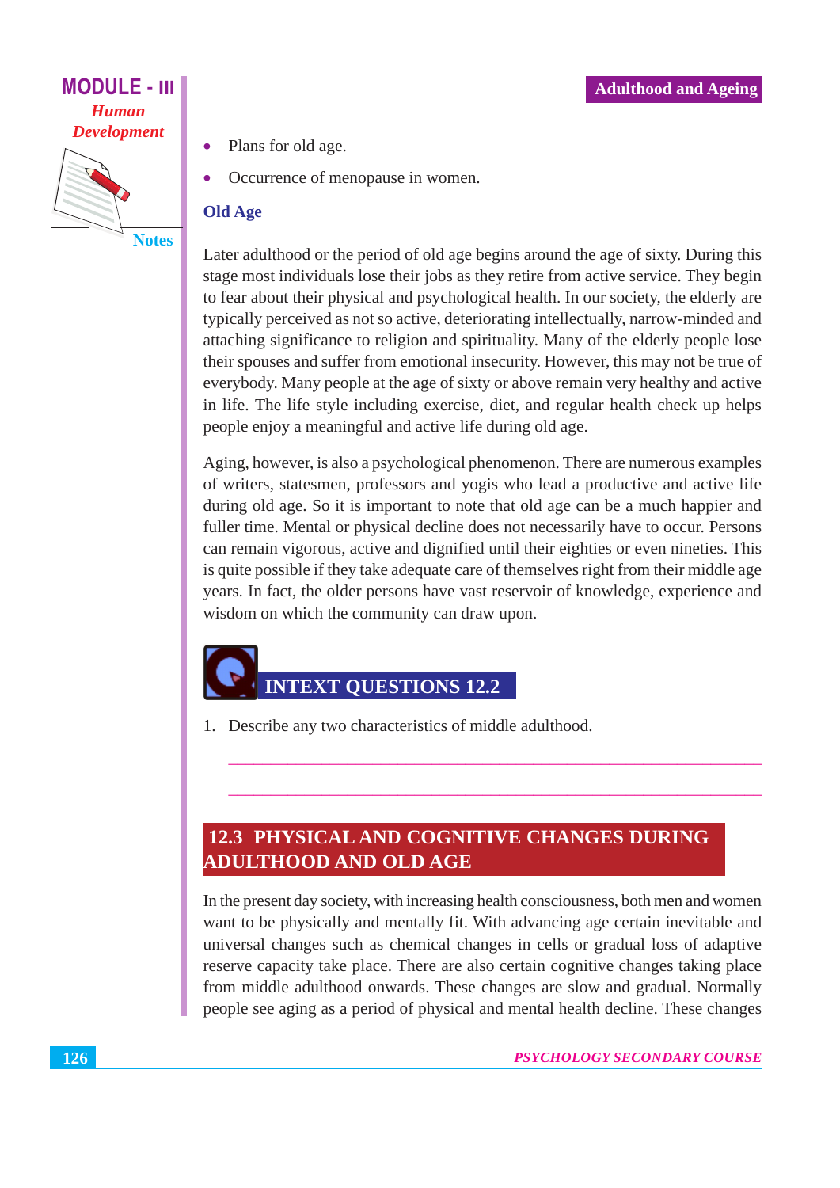- Plans for old age.
- Occurrence of menopause in women.

### Old Age

Later adulthood or the period of old age begins around the age of sixty. During this stage most individuals lose their jobs as they retire from active service. They begin to fear about their physical and psychological health. In our society, the elderly are typically perceived as not so active, deteriorating intellectually, narrow-minded and attaching significance to religion and spirituality. Many of the elderly people lose their spouses and suffer from emotional insecurity. However, this may not be true of everybody. Many people at the age of sixty or above remain very healthy and active in life. The life style including exercise, diet, and regular health check up helps people enjoy a meaningful and active life during old age.

Aging, however, is also a psychological phenomenon. There are numerous examples of writers, statesmen, professors and yogis who lead a productive and active life during old age. So it is important to note that old age can be a much happier and fuller time. Mental or physical decline does not necessarily have to occur. Persons can remain vigorous, active and dignified until their eighties or even nineties. This is quite possible if they take adequate care of themselves right from their middle age years. In fact, the older persons have vast reservoir of knowledge, experience and wisdom on which the community can draw upon.

## INTEXT QUESTIONS 12.2

1. Describe any two characteristics of middle adulthood.

______________________________________________________________

______________________________________________________________

## 12.3 PHYSICAL AND COGNITIVE CHANGES DURING ADULTHOOD AND OLD AGE

In the present day society, with increasing health consciousness, both men and women want to be physically and mentally fit. With advancing age certain inevitable and universal changes such as chemical changes in cells or gradual loss of adaptive reserve capacity take place. There are also certain cognitive changes taking place from middle adulthood onwards. These changes are slow and gradual. Normally people see aging as a period of physical and mental health decline. These changes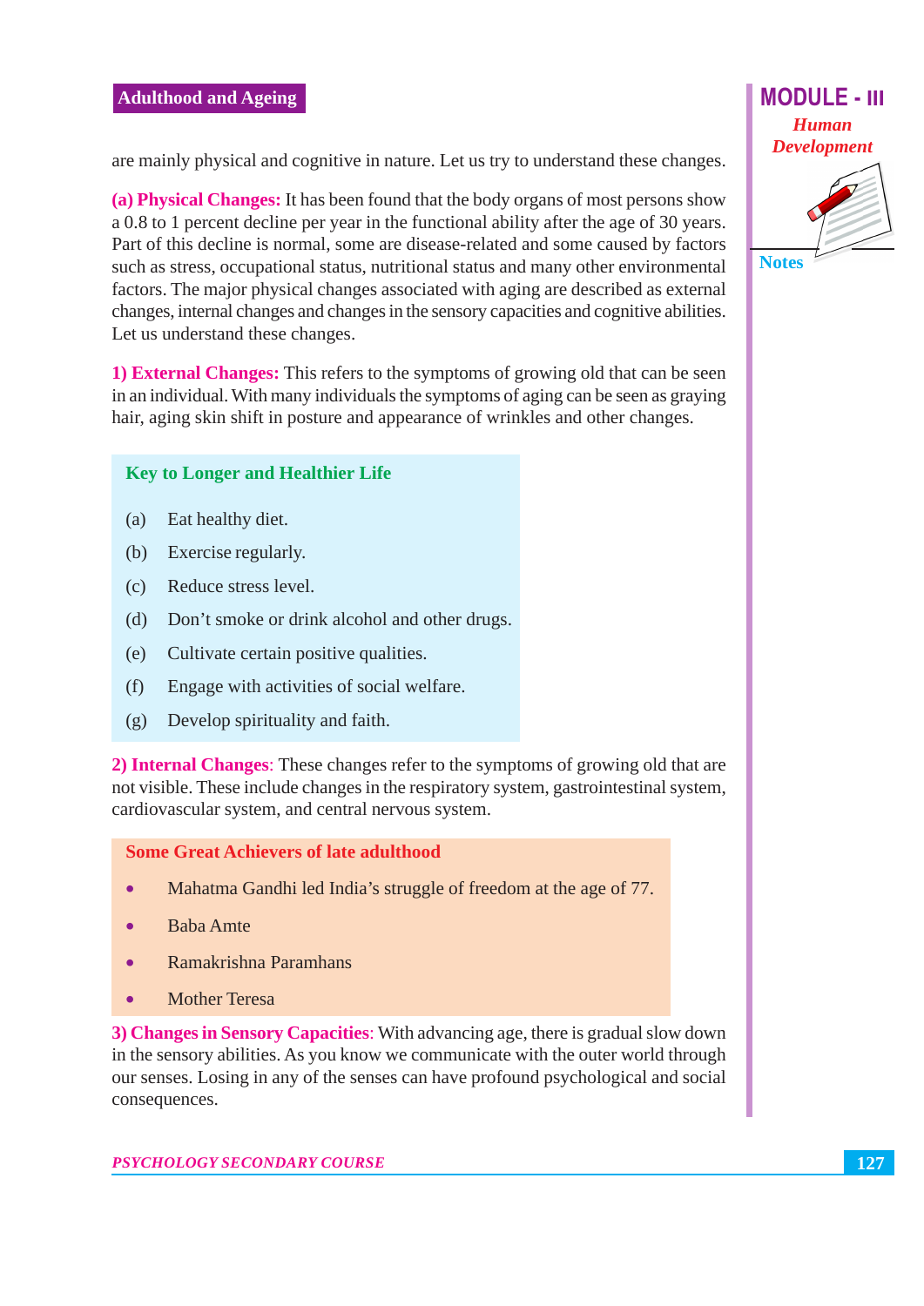are mainly physical and cognitive in nature. Let us try to understand these changes.

**(a) Physical Changes:** It has been found that the body organs of most persons show a 0.8 to 1 percent decline per year in the functional ability after the age of 30 years. Part of this decline is normal, some are disease-related and some caused by factors such as stress, occupational status, nutritional status and many other environmental factors. The major physical changes associated with aging are described as external changes, internal changes and changes in the sensory capacities and cognitive abilities. Let us understand these changes.

**1) External Changes:** This refers to the symptoms of growing old that can be seen in an individual. With many individuals the symptoms of aging can be seen as graying hair, aging skin shift in posture and appearance of wrinkles and other changes.

> **Key to Longer and Healthier Life**
>
> (a) Eat healthy diet.
>
> (b) Exercise regularly.
>
> (c) Reduce stress level.
>
> (d) Don't smoke or drink alcohol and other drugs.
>
> (e) Cultivate certain positive qualities.
>
> (f) Engage with activities of social welfare.
>
> (g) Develop spirituality and faith.

**2) Internal Changes**: These changes refer to the symptoms of growing old that are not visible. These include changes in the respiratory system, gastrointestinal system, cardiovascular system, and central nervous system.

> **Some Great Achievers of late adulthood**
>
> - Mahatma Gandhi led India's struggle of freedom at the age of 77.
> - Baba Amte
> - Ramakrishna Paramhans
> - Mother Teresa

**3) Changes in Sensory Capacities**: With advancing age, there is gradual slow down in the sensory abilities. As you know we communicate with the outer world through our senses. Losing in any of the senses can have profound psychological and social consequences.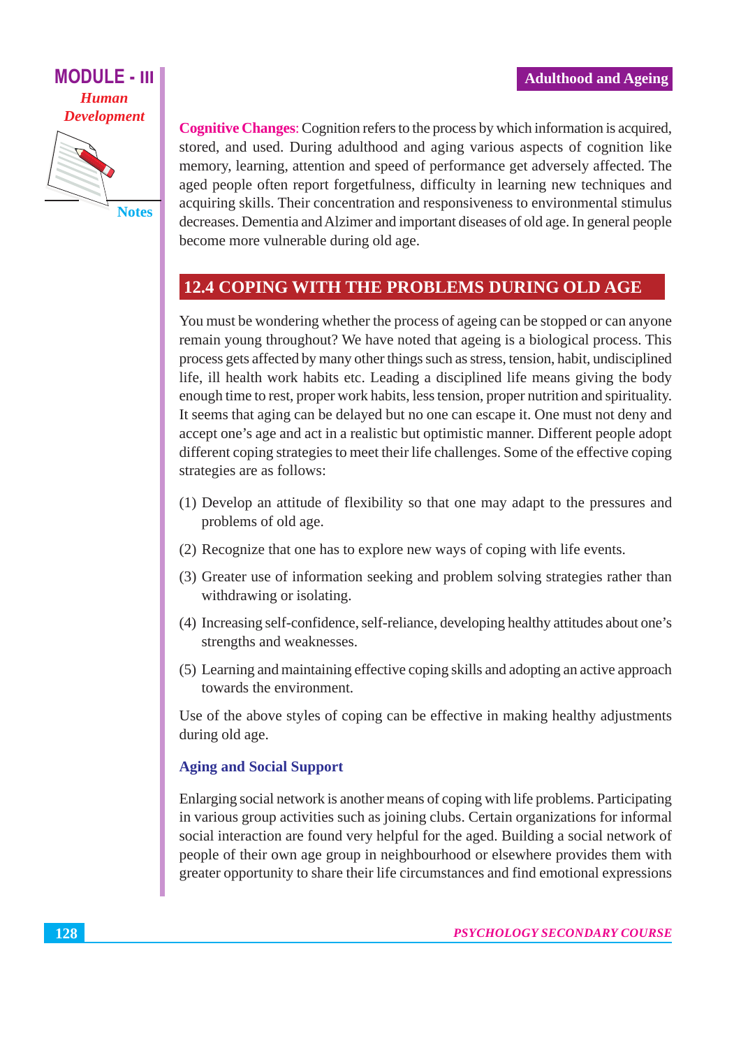**Cognitive Changes**: Cognition refers to the process by which information is acquired, stored, and used. During adulthood and aging various aspects of cognition like memory, learning, attention and speed of performance get adversely affected. The aged people often report forgetfulness, difficulty in learning new techniques and acquiring skills. Their concentration and responsiveness to environmental stimulus decreases. Dementia and Alzimer and important diseases of old age. In general people become more vulnerable during old age.

## 12.4 COPING WITH THE PROBLEMS DURING OLD AGE

You must be wondering whether the process of ageing can be stopped or can anyone remain young throughout? We have noted that ageing is a biological process. This process gets affected by many other things such as stress, tension, habit, undisciplined life, ill health work habits etc. Leading a disciplined life means giving the body enough time to rest, proper work habits, less tension, proper nutrition and spirituality. It seems that aging can be delayed but no one can escape it. One must not deny and accept one's age and act in a realistic but optimistic manner. Different people adopt different coping strategies to meet their life challenges. Some of the effective coping strategies are as follows:

(1) Develop an attitude of flexibility so that one may adapt to the pressures and problems of old age.

(2) Recognize that one has to explore new ways of coping with life events.

(3) Greater use of information seeking and problem solving strategies rather than withdrawing or isolating.

(4) Increasing self-confidence, self-reliance, developing healthy attitudes about one's strengths and weaknesses.

(5) Learning and maintaining effective coping skills and adopting an active approach towards the environment.

Use of the above styles of coping can be effective in making healthy adjustments during old age.

### Aging and Social Support

Enlarging social network is another means of coping with life problems. Participating in various group activities such as joining clubs. Certain organizations for informal social interaction are found very helpful for the aged. Building a social network of people of their own age group in neighbourhood or elsewhere provides them with greater opportunity to share their life circumstances and find emotional expressions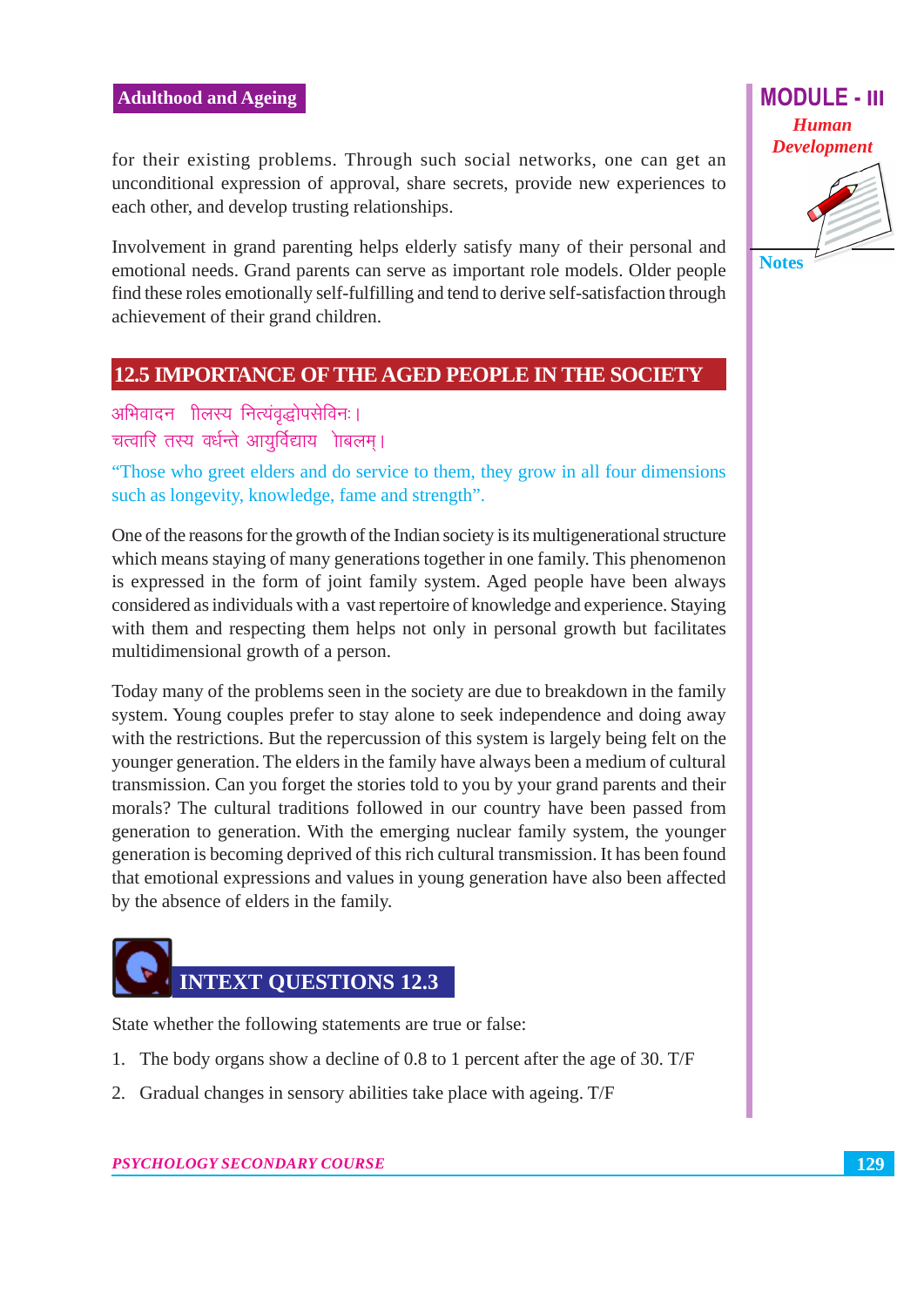for their existing problems. Through such social networks, one can get an unconditional expression of approval, share secrets, provide new experiences to each other, and develop trusting relationships.

Involvement in grand parenting helps elderly satisfy many of their personal and emotional needs. Grand parents can serve as important role models. Older people find these roles emotionally self-fulfilling and tend to derive self-satisfaction through achievement of their grand children.

## 12.5 IMPORTANCE OF THE AGED PEOPLE IN THE SOCIETY

अभिवादन ाीलस्य नित्यंवृद्धोपसेविनः।
चत्वारि तस्य वर्धन्ते आयुर्विद्याय ाोबलम्।

"Those who greet elders and do service to them, they grow in all four dimensions such as longevity, knowledge, fame and strength".

One of the reasons for the growth of the Indian society is its multigenerational structure which means staying of many generations together in one family. This phenomenon is expressed in the form of joint family system. Aged people have been always considered as individuals with a vast repertoire of knowledge and experience. Staying with them and respecting them helps not only in personal growth but facilitates multidimensional growth of a person.

Today many of the problems seen in the society are due to breakdown in the family system. Young couples prefer to stay alone to seek independence and doing away with the restrictions. But the repercussion of this system is largely being felt on the younger generation. The elders in the family have always been a medium of cultural transmission. Can you forget the stories told to you by your grand parents and their morals? The cultural traditions followed in our country have been passed from generation to generation. With the emerging nuclear family system, the younger generation is becoming deprived of this rich cultural transmission. It has been found that emotional expressions and values in young generation have also been affected by the absence of elders in the family.

## INTEXT QUESTIONS 12.3

State whether the following statements are true or false:

1. The body organs show a decline of 0.8 to 1 percent after the age of 30. T/F
2. Gradual changes in sensory abilities take place with ageing. T/F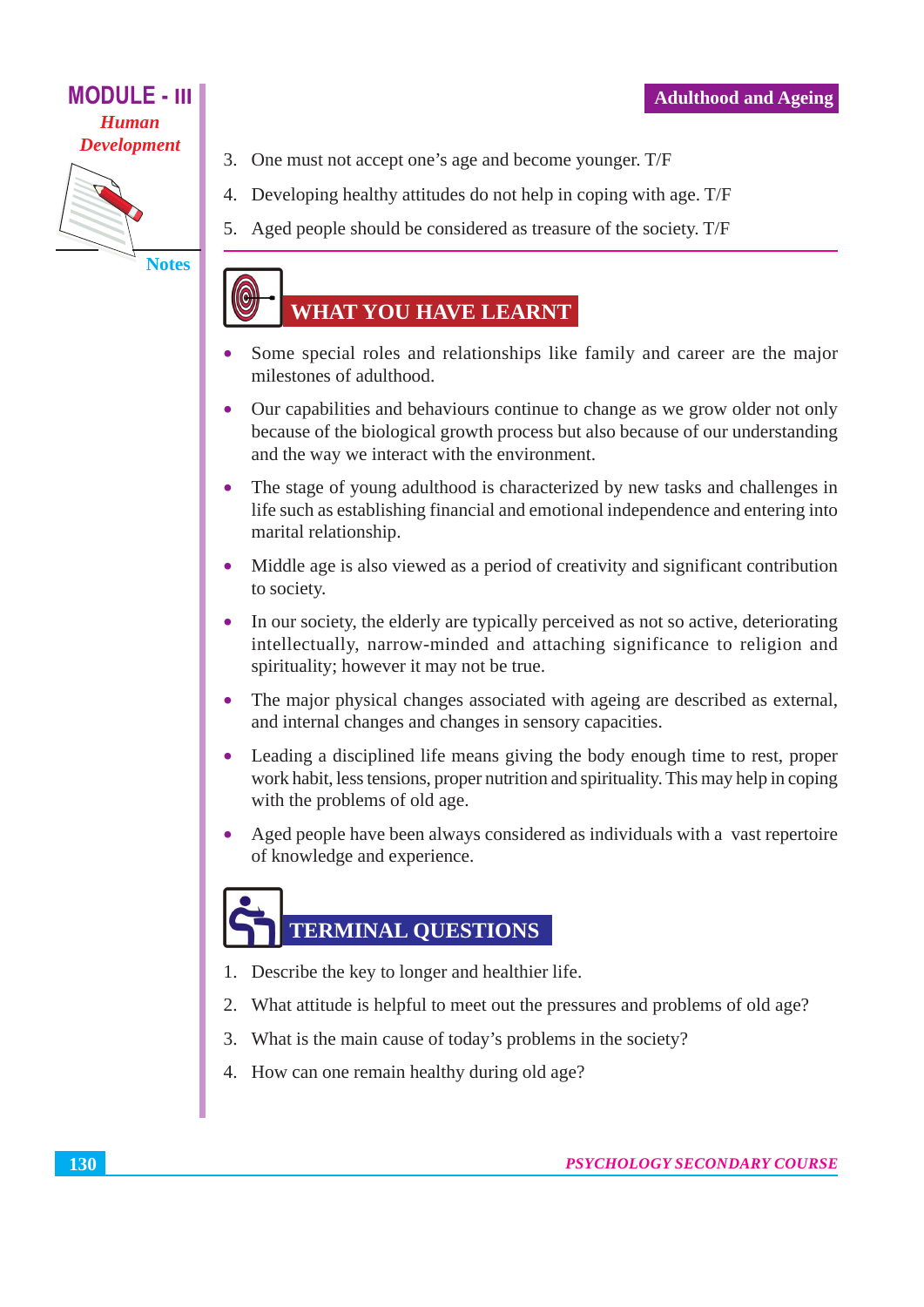3. One must not accept one's age and become younger. T/F
4. Developing healthy attitudes do not help in coping with age. T/F
5. Aged people should be considered as treasure of the society. T/F

## WHAT YOU HAVE LEARNT

- Some special roles and relationships like family and career are the major milestones of adulthood.
- Our capabilities and behaviours continue to change as we grow older not only because of the biological growth process but also because of our understanding and the way we interact with the environment.
- The stage of young adulthood is characterized by new tasks and challenges in life such as establishing financial and emotional independence and entering into marital relationship.
- Middle age is also viewed as a period of creativity and significant contribution to society.
- In our society, the elderly are typically perceived as not so active, deteriorating intellectually, narrow-minded and attaching significance to religion and spirituality; however it may not be true.
- The major physical changes associated with ageing are described as external, and internal changes and changes in sensory capacities.
- Leading a disciplined life means giving the body enough time to rest, proper work habit, less tensions, proper nutrition and spirituality. This may help in coping with the problems of old age.
- Aged people have been always considered as individuals with a vast repertoire of knowledge and experience.

## TERMINAL QUESTIONS

1. Describe the key to longer and healthier life.
2. What attitude is helpful to meet out the pressures and problems of old age?
3. What is the main cause of today's problems in the society?
4. How can one remain healthy during old age?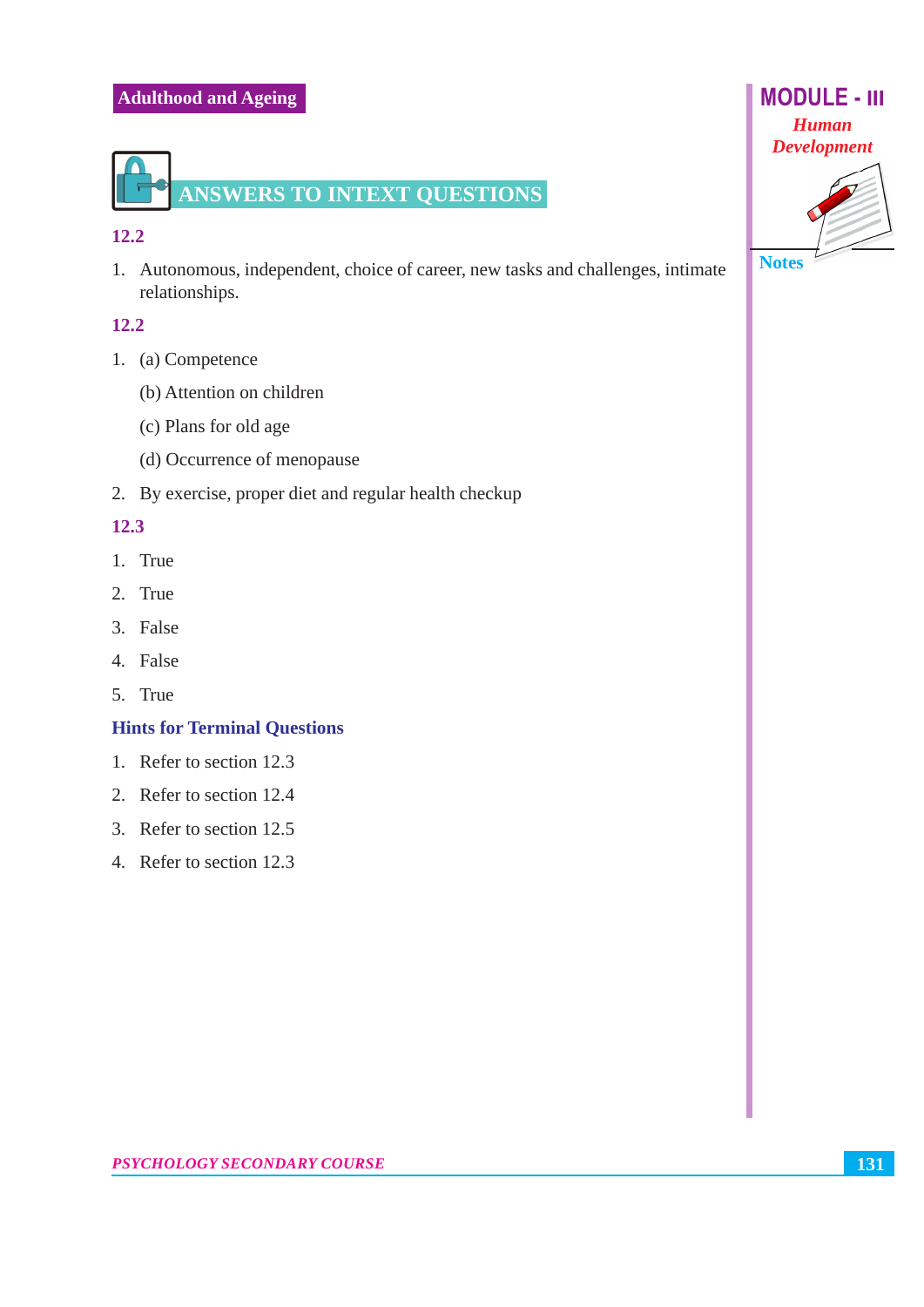## ANSWERS TO INTEXT QUESTIONS

### 12.2

1. Autonomous, independent, choice of career, new tasks and challenges, intimate relationships.

### 12.2

1. (a) Competence

   (b) Attention on children

   (c) Plans for old age

   (d) Occurrence of menopause

2. By exercise, proper diet and regular health checkup

### 12.3

1. True
2. True
3. False
4. False
5. True

### Hints for Terminal Questions

1. Refer to section 12.3
2. Refer to section 12.4
3. Refer to section 12.5
4. Refer to section 12.3